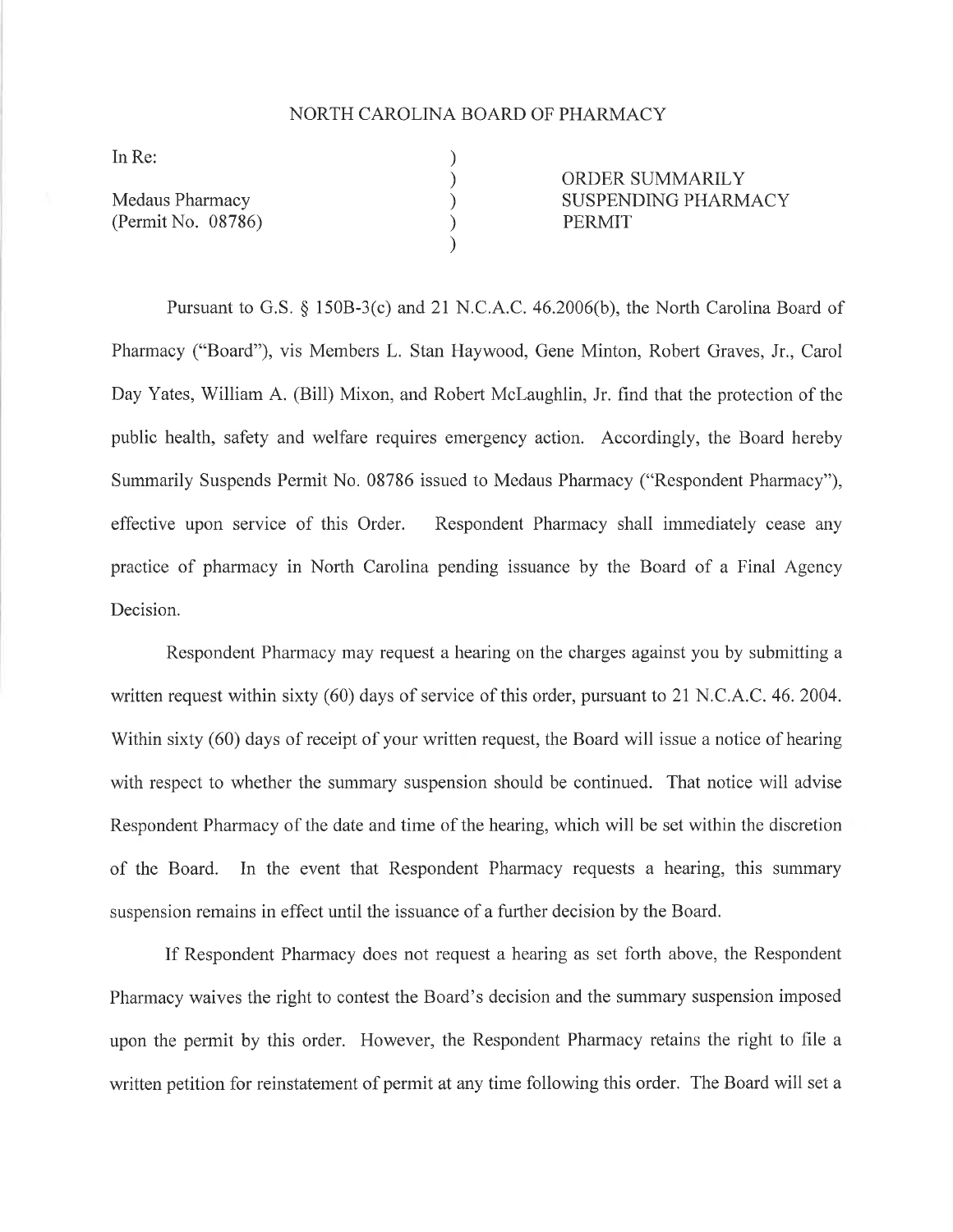NORTH CAROLINA BOARD OF PHARMACY

In Re:

Medaus Pharmacy
(Permit No. 08786)

ORDER SUMMARILY SUSPENDING PHARMACY PERMIT

Pursuant to G.S. § 150B-3(c) and 21 N.C.A.C. 46.2006(b), the North Carolina Board of Pharmacy ("Board"), vis Members L. Stan Haywood, Gene Minton, Robert Graves, Jr., Carol Day Yates, William A. (Bill) Mixon, and Robert McLaughlin, Jr. find that the protection of the public health, safety and welfare requires emergency action. Accordingly, the Board hereby Summarily Suspends Permit No. 08786 issued to Medaus Pharmacy ("Respondent Pharmacy"), effective upon service of this Order. Respondent Pharmacy shall immediately cease any practice of pharmacy in North Carolina pending issuance by the Board of a Final Agency Decision.

Respondent Pharmacy may request a hearing on the charges against you by submitting a written request within sixty (60) days of service of this order, pursuant to 21 N.C.A.C. 46. 2004. Within sixty (60) days of receipt of your written request, the Board will issue a notice of hearing with respect to whether the summary suspension should be continued. That notice will advise Respondent Pharmacy of the date and time of the hearing, which will be set within the discretion of the Board. In the event that Respondent Pharmacy requests a hearing, this summary suspension remains in effect until the issuance of a further decision by the Board.

If Respondent Pharmacy does not request a hearing as set forth above, the Respondent Pharmacy waives the right to contest the Board's decision and the summary suspension imposed upon the permit by this order. However, the Respondent Pharmacy retains the right to file a written petition for reinstatement of permit at any time following this order. The Board will set a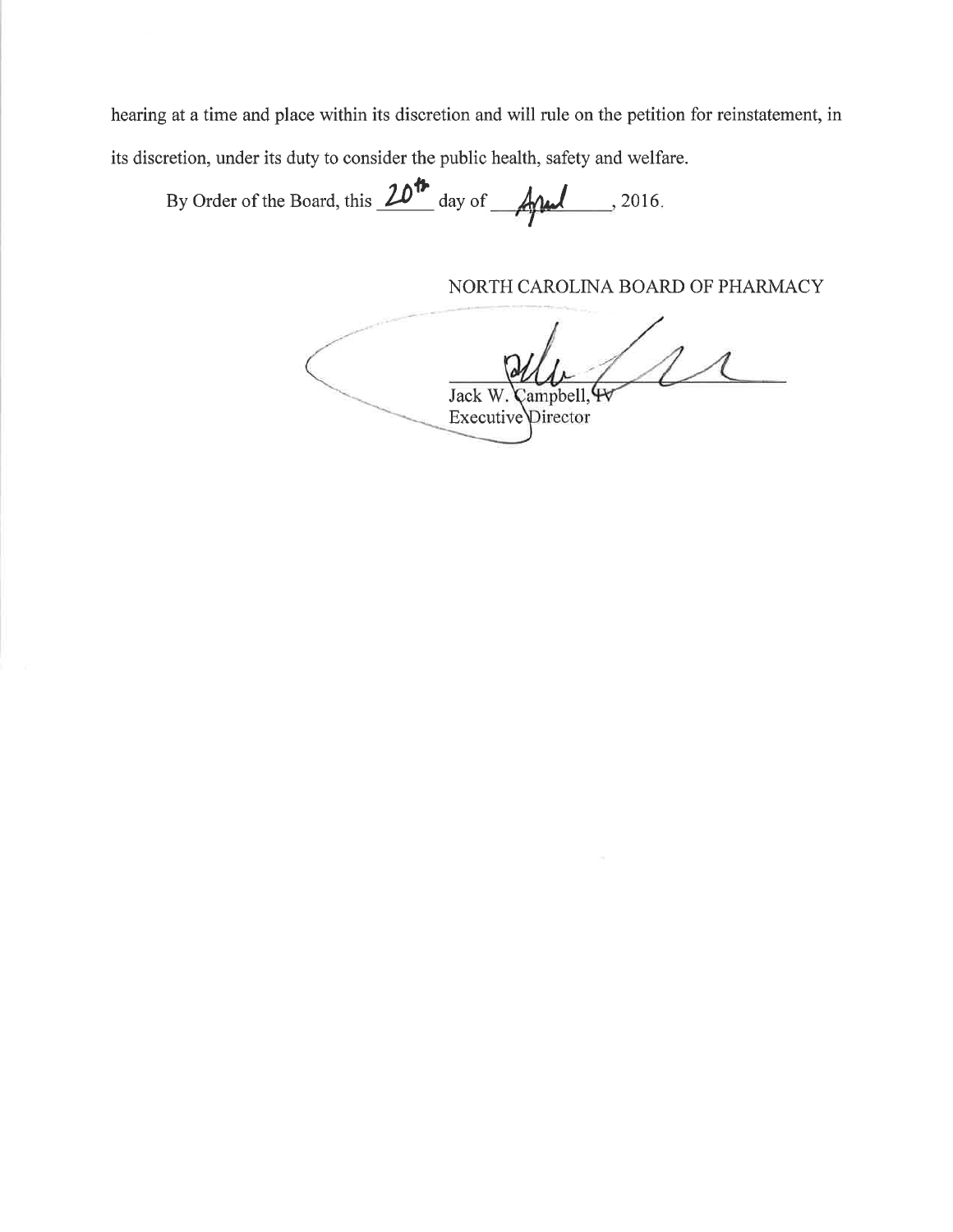hearing at a time and place within its discretion and will rule on the petition for reinstatement, in its discretion, under its duty to consider the public health, safety and welfare.

By Order of the Board, this 20th day of April, 2016.

NORTH CAROLINA BOARD OF PHARMACY

Jack W. Campbell, IV
Executive Director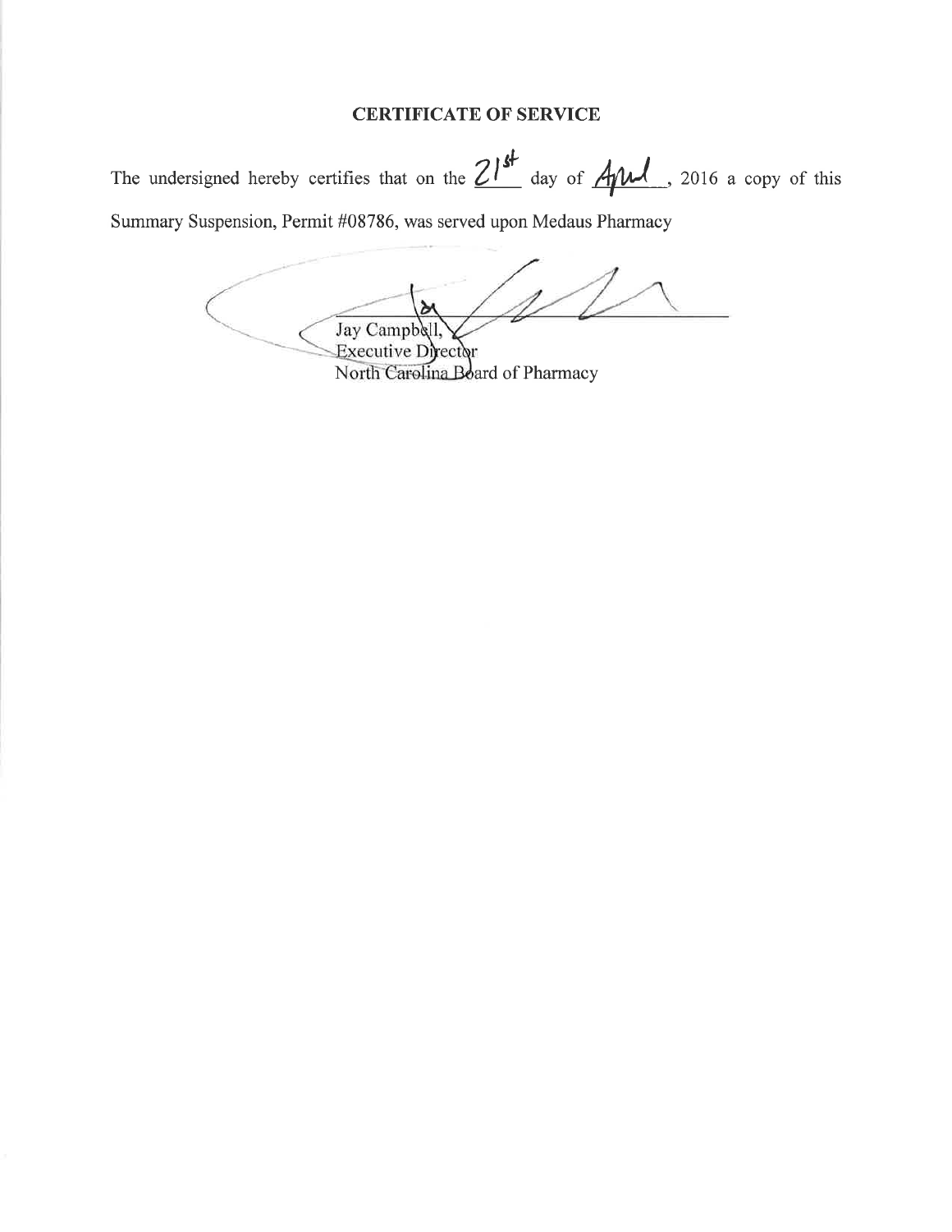# CERTIFICATE OF SERVICE

The undersigned hereby certifies that on the 21st day of April, 2016 a copy of this Summary Suspension, Permit #08786, was served upon Medaus Pharmacy

Jay Campbell,
Executive Director
North Carolina Board of Pharmacy